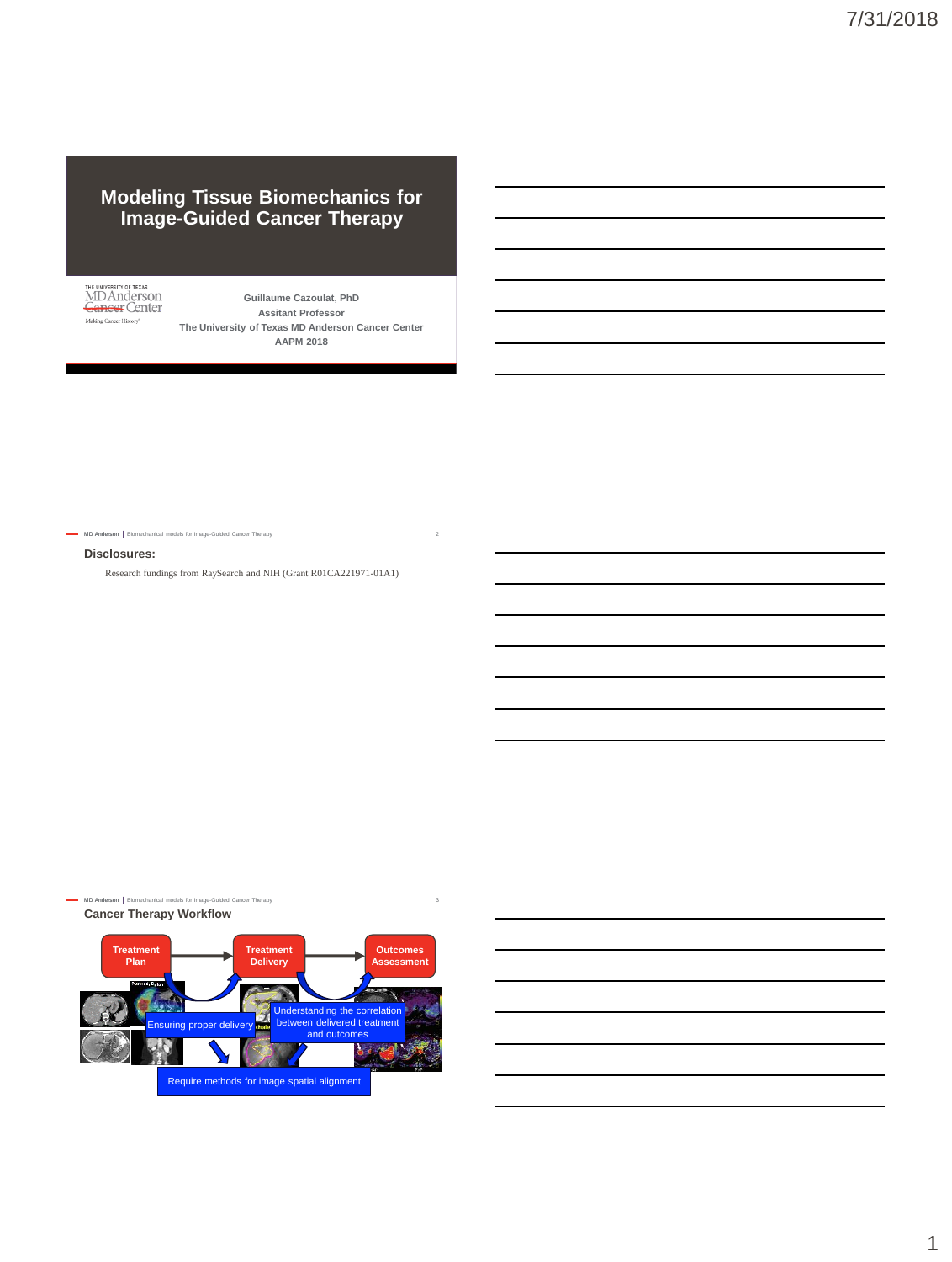# Modeling Tissue Biomechanics for Image-Guided Cancer Therapy

THE UNIVERSITY OF TEXAS
MD Anderson Cancer Center
Making Cancer History®

**Guillaume Cazoulat, PhD**
**Assitant Professor**
**The University of Texas MD Anderson Cancer Center**
**AAPM 2018**

---

## Disclosures:

Research fundings from RaySearch and NIH (Grant R01CA221971-01A1)

---

## Cancer Therapy Workflow

Treatment Plan → Treatment Delivery → Outcomes Assessment

Ensuring proper delivery

Understanding the correlation between delivered treatment and outcomes

Require methods for image spatial alignment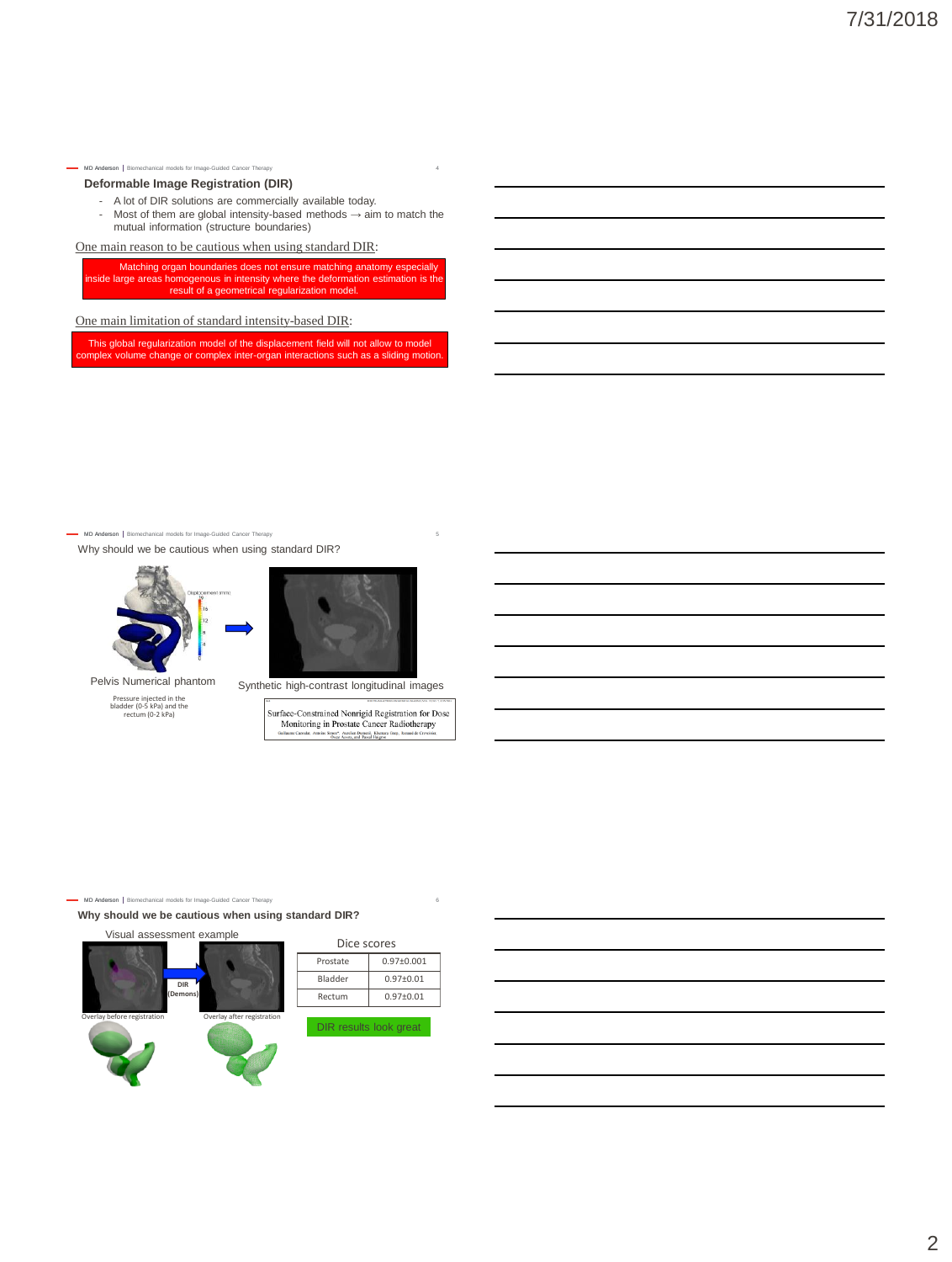## Deformable Image Registration (DIR)

- A lot of DIR solutions are commercially available today.
- Most of them are global intensity-based methods → aim to match the mutual information (structure boundaries)

One main reason to be cautious when using standard DIR:

Matching organ boundaries does not ensure matching anatomy especially inside large areas homogenous in intensity where the deformation estimation is the result of a geometrical regularization model.

One main limitation of standard intensity-based DIR:

This global regularization model of the displacement field will not allow to model complex volume change or complex inter-organ interactions such as a sliding motion.

## Why should we be cautious when using standard DIR?

Pelvis Numerical phantom

Pressure injected in the bladder (0-5 kPa) and the rectum (0-2 kPa)

Synthetic high-contrast longitudinal images

Surface-Constrained Nonrigid Registration for Dose Monitoring in Prostate Cancer Radiotherapy

## Why should we be cautious when using standard DIR?

Visual assessment example

DIR (Demons)

Overlay before registration

Overlay after registration

Dice scores

| | |
|---|---|
| Prostate | 0.97±0.001 |
| Bladder | 0.97±0.01 |
| Rectum | 0.97±0.01 |

DIR results look great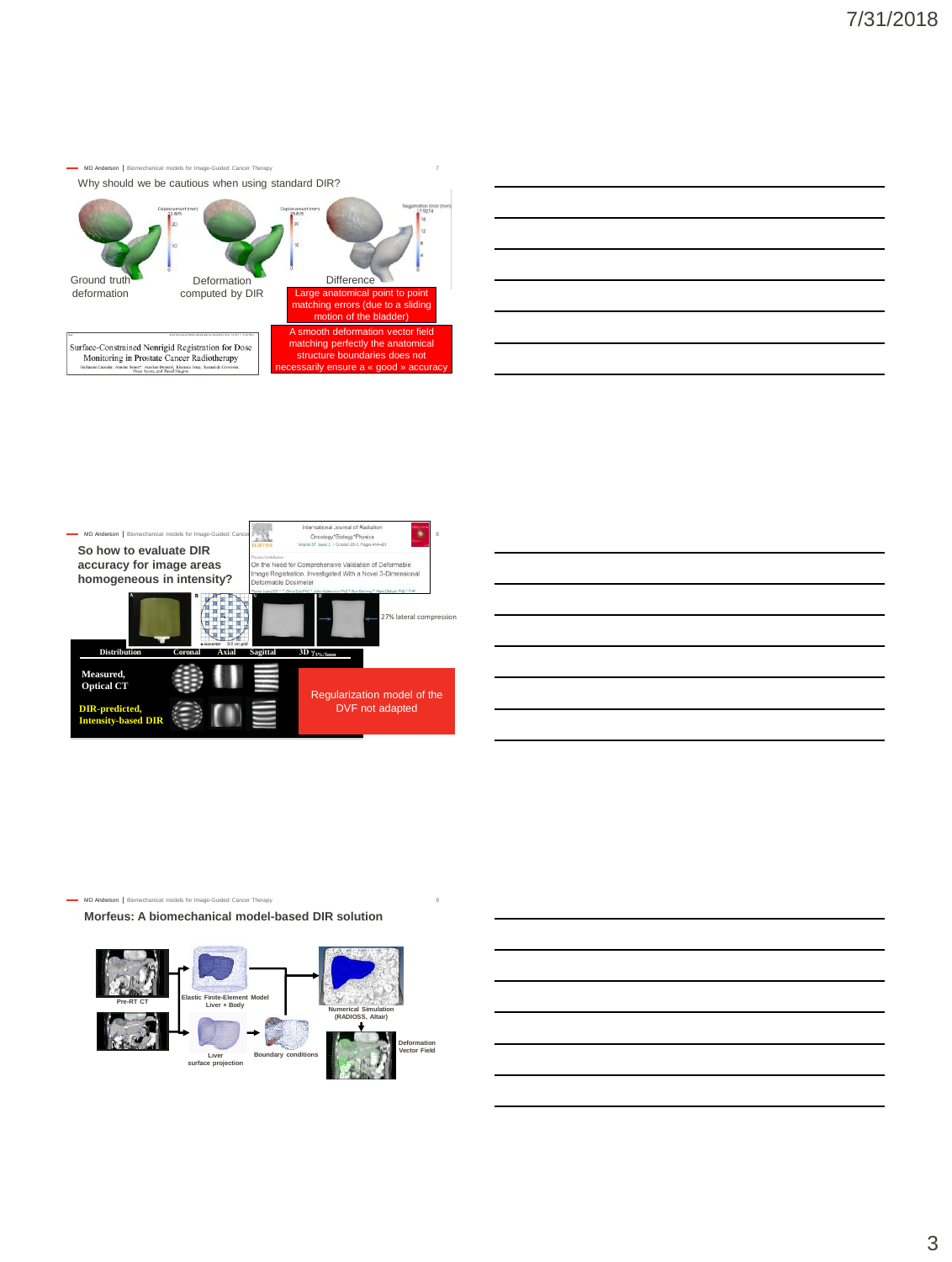Why should we be cautious when using standard DIR?

Ground truth deformation

Deformation computed by DIR

Difference

Large anatomical point to point matching errors (due to a sliding motion of the bladder)

A smooth deformation vector field matching perfectly the anatomical structure boundaries does not necessarily ensure a « good » accuracy

Surface-Constrained Nonrigid Registration for Dose Monitoring in Prostate Cancer Radiotherapy

**So how to evaluate DIR accuracy for image areas homogeneous in intensity?**

International Journal of Radiation Oncology*Biology*Physics

On the Need for Comprehensive Validation of Deformable Image Registration, Investigated With a Novel 3-Dimensional Deformable Dosimeter

27% lateral compression

| Distribution | Coronal | Axial | Sagittal | 3D $\gamma_{3\%/3mm}$ |
|---|---|---|---|---|
| Measured, Optical CT | | | | |
| DIR-predicted, Intensity-based DIR | | | | |

Regularization model of the DVF not adapted

**Morfeus: A biomechanical model-based DIR solution**

Pre-RT CT

Elastic Finite-Element Model Liver + Body

Numerical Simulation (RADIOSS, Altair)

Liver surface projection

Boundary conditions

Deformation Vector Field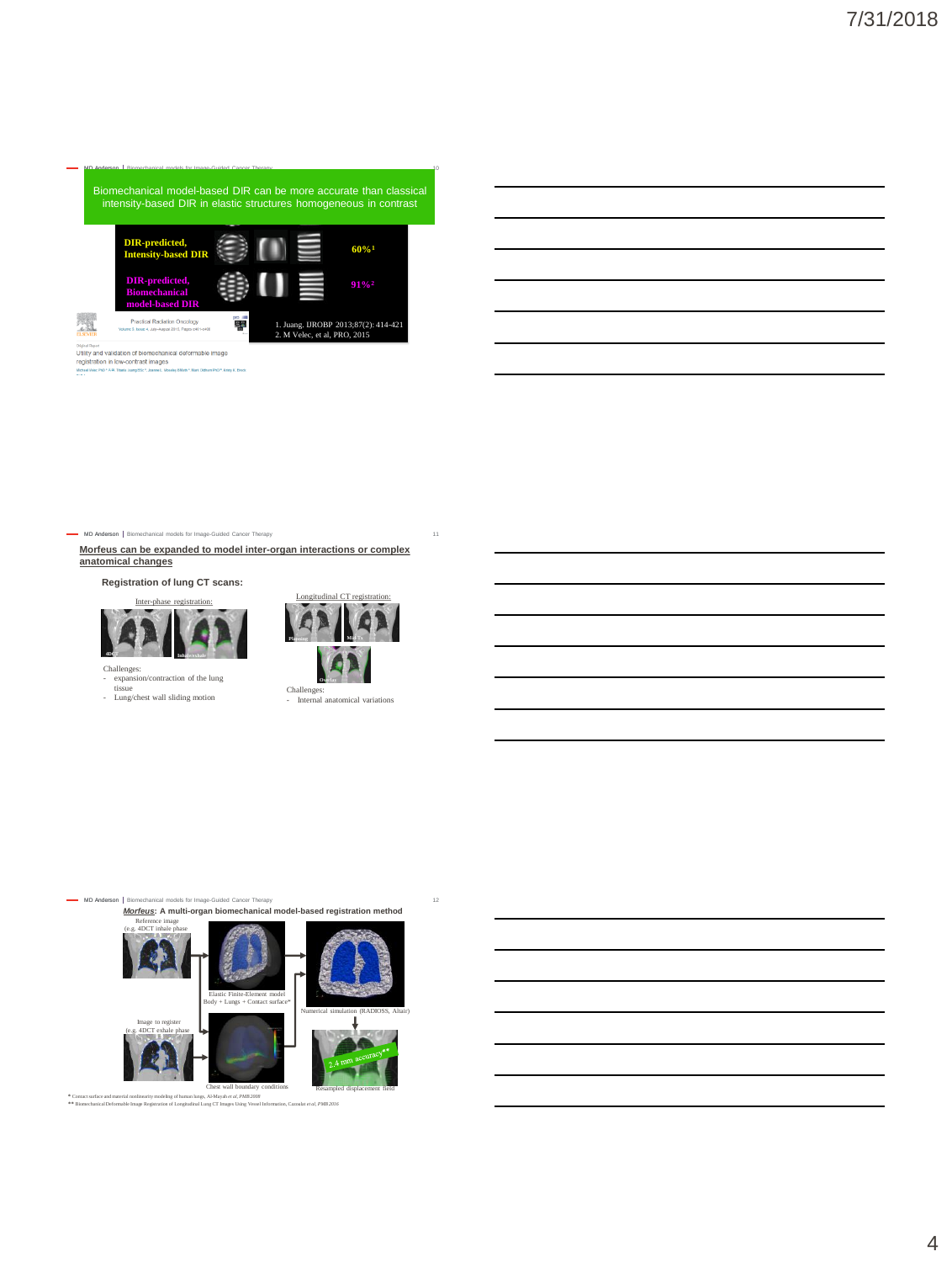## Biomechanical model-based DIR can be more accurate than classical intensity-based DIR in elastic structures homogeneous in contrast

**DIR-predicted, Intensity-based DIR** — 60%[1]

**DIR-predicted, Biomechanical model-based DIR** — 91%[2]

1. Juang. IJROBP 2013;87(2): 414-421
2. M Velec, et al, PRO, 2015

Practical Radiation Oncology

Utility and validation of biomechanical deformable image registration in low-contrast images

---

## Morfeus can be expanded to model inter-organ interactions or complex anatomical changes

**Registration of lung CT scans:**

Inter-phase registration:

4DCT | Inhale-exhale

Challenges:
- expansion/contraction of the lung tissue
- Lung/chest wall sliding motion

Longitudinal CT registration:

Planning | Mid-Tx | Overlay

Challenges:
- Internal anatomical variations

---

## *Morfeus*: A multi-organ biomechanical model-based registration method

Reference image (e.g. 4DCT inhale phase)

Elastic Finite-Element model Body + Lungs + Contact surface*

Numerical simulation (RADIOSS, Altair)

Image to register (e.g. 4DCT exhale phase)

Chest wall boundary conditions

Resampled displacement field

2.4 mm accuracy**

\* Contact surface and material nonlinearity modeling of human lungs, Al-Mayah et al, PMB 2008

\*\* Biomechanical Deformable Image Registration of Longitudinal Lung CT Images Using Vessel Information, Cazoulat et al, PMB 2016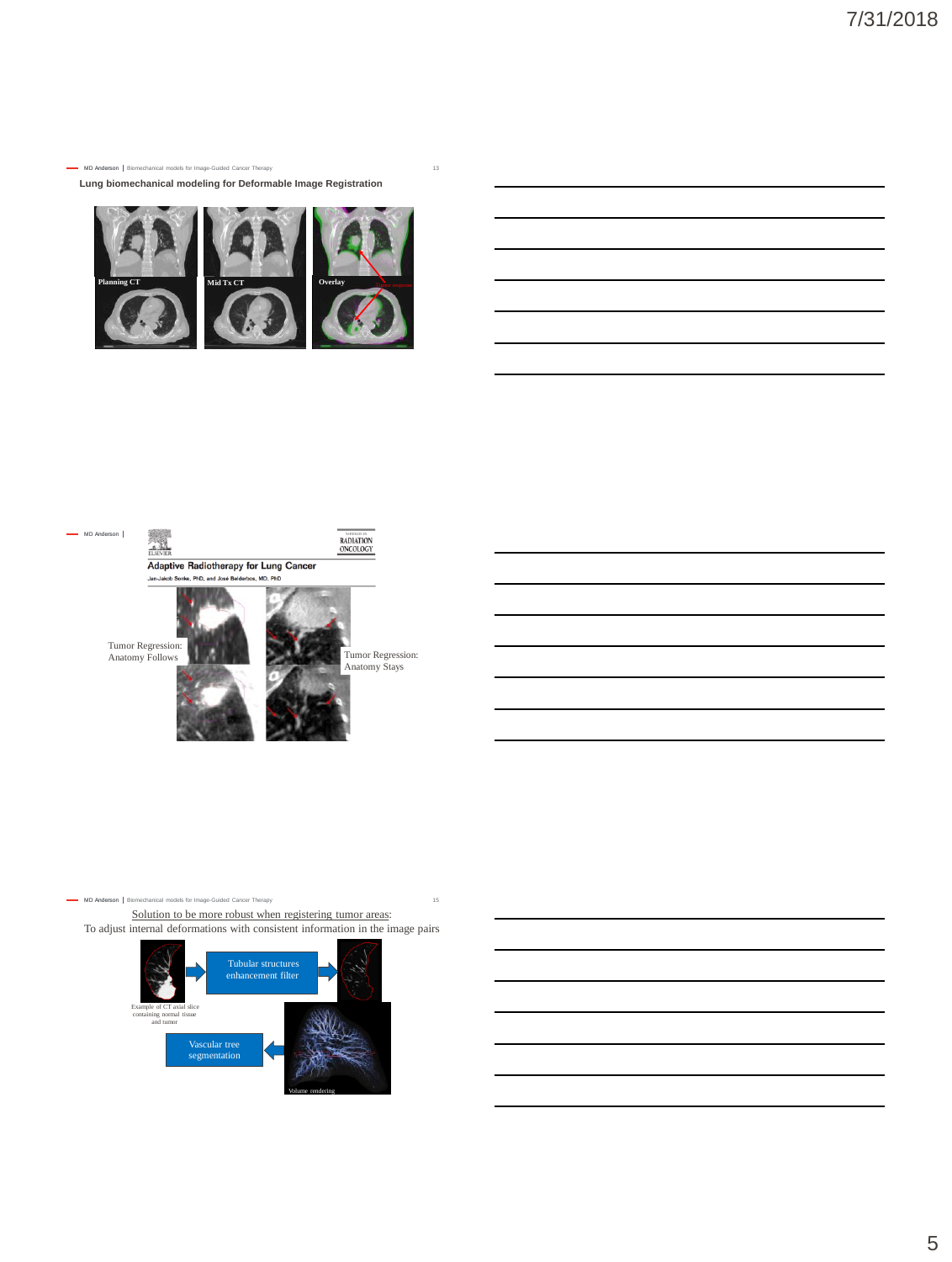## Lung biomechanical modeling for Deformable Image Registration

Planning CT

Mid Tx CT

Overlay

Adaptive Radiotherapy for Lung Cancer

Jan-Jakob Sonke, PhD, and José Belderbos, MD, PhD

Tumor Regression: Anatomy Follows

Tumor Regression: Anatomy Stays

Solution to be more robust when registering tumor areas:

To adjust internal deformations with consistent information in the image pairs

Example of CT axial slice containing normal tissue and tumor

Tubular structures enhancement filter

Vascular tree segmentation

Volume rendering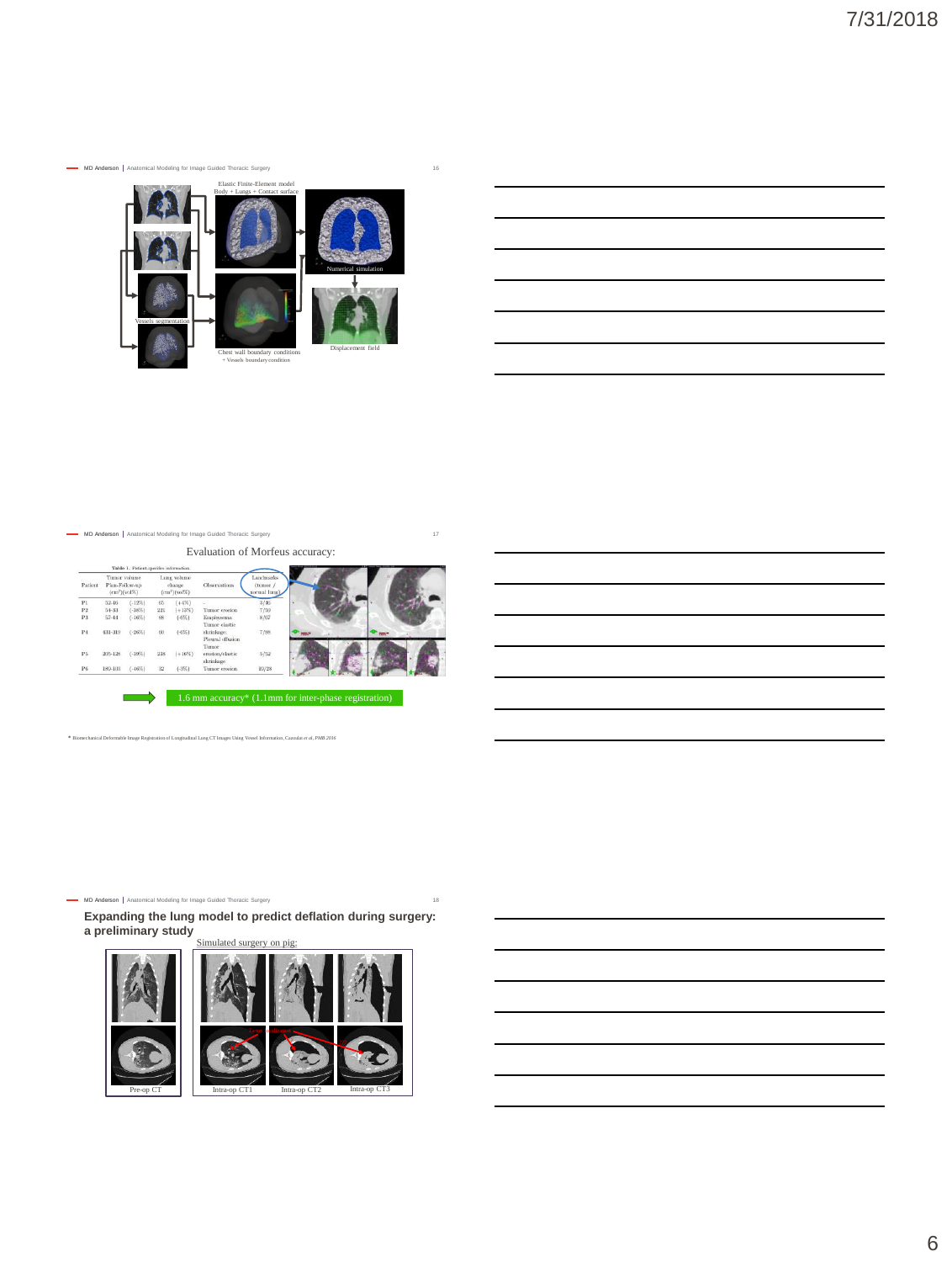Elastic Finite-Element model
Body + Lungs + Contact surface

Numerical simulation

Vessels segmentation

Chest wall boundary conditions
+ Vessels boundary condition

Displacement field

Evaluation of Morfeus accuracy:

Table 1. Patient-specific information.

| Patient | Tumor volume Plan-Follow-up (cm³)(vol%) | | Lung volume change (cm³)(vol%) | | Observations | Landmarks (tumor / normal lung) |
|---|---|---|---|---|---|---|
| P1 | 52-46 | (-12%) | 65 | (+4%) | - | 3/46 |
| P2 | 54-33 | (-38%) | 225 | (+13%) | Tumor erosion | 7/50 |
| P3 | 57-44 | (-16%) | 88 | (-6%) | Emphysema | 8/67 |
| P4 | 431-319 | (-26%) | 00 | (-6%) | Tumor elastic shrinkage Pleural effusion | 7/88 |
| P5 | 205-126 | (-39%) | 216 | (+16%) | Tumor erosion/elastic shrinkage | 5/52 |
| P6 | 180-101 | (-46%) | 32 | (-3%) | Tumor erosion | 10/28 |

1.6 mm accuracy* (1.1mm for inter-phase registration)

* Biomechanical Deformable Image Registration of Longitudinal Lung CT Images Using Vessel Information, Cazoulat et al, PMB 2016

**Expanding the lung model to predict deflation during surgery: a preliminary study**

Simulated surgery on pig:

Pre-op CT

Intra-op CT1 Intra-op CT2 Intra-op CT3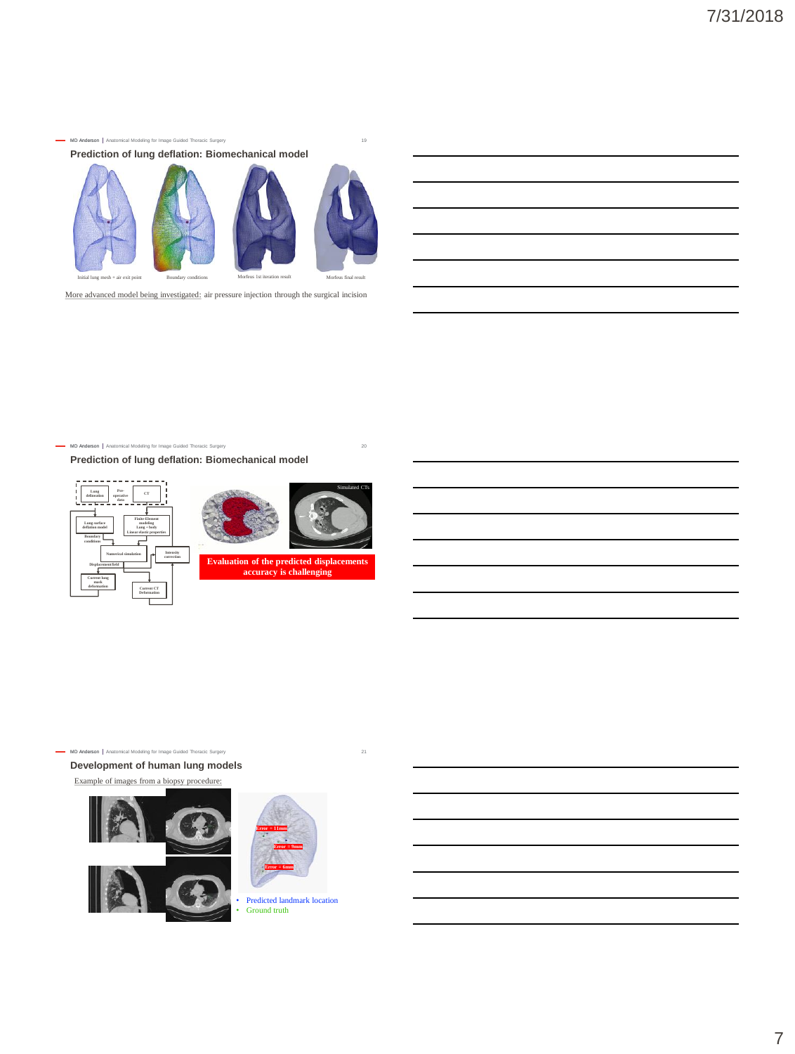## Prediction of lung deflation: Biomechanical model

Initial lung mesh + air exit point | Boundary conditions | Morfeus 1st iteration result | Morfeus final result

More advanced model being investigated: air pressure injection through the surgical incision

## Prediction of lung deflation: Biomechanical model

Lung delineation | Pre-operative data | CT

Lung surface deflation model | Finite-Element modeling Lung + body Linear elastic properties

Boundary conditions

Numerical simulation | Intensity correction

Displacement field

Current lung mask deformation | Current CT Deformation

Simulated CTs

**Evaluation of the predicted displacements accuracy is challenging**

## Development of human lung models

Example of images from a biopsy procedure:

Error = 11mm

Error = 9mm

Error = 6mm

- Predicted landmark location
- Ground truth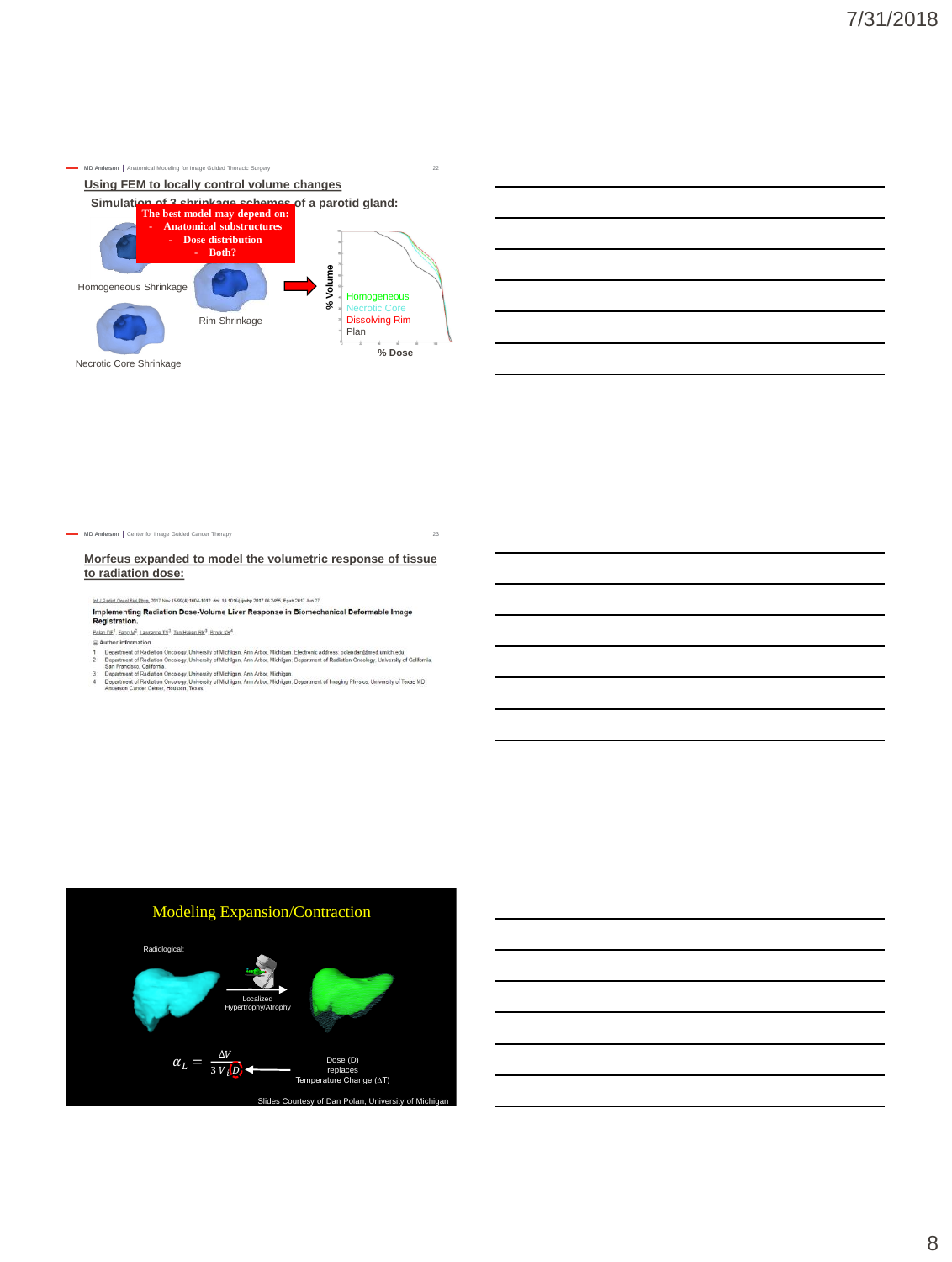## Using FEM to locally control volume changes

Simulation of 3 shrinkage schemes of a parotid gland:

**The best model may depend on:**
- **Anatomical substructures**
- **Dose distribution**
- **Both?**

Homogeneous Shrinkage

Rim Shrinkage

Necrotic Core Shrinkage

% Volume

Homogeneous
Necrotic Core
Dissolving Rim
Plan

% Dose

## Morfeus expanded to model the volumetric response of tissue to radiation dose:

Int J Radiat Oncol Biol Phys. 2017 Nov 15;99(4):1004-1012. doi: 10.1016/j.ijrobp.2017.06.2455. Epub 2017 Jun 27.

**Implementing Radiation Dose-Volume Liver Response in Biomechanical Deformable Image Registration.**

Polan DF[1], Feng M[2], Lawrence TS[3], Ten Haken RK[3], Brock KK[4].

Author information

1. Department of Radiation Oncology, University of Michigan, Ann Arbor, Michigan. Electronic address: polandan@med.umich.edu.
2. Department of Radiation Oncology, University of Michigan, Ann Arbor, Michigan; Department of Radiation Oncology, University of California, San Francisco, California.
3. Department of Radiation Oncology, University of Michigan, Ann Arbor, Michigan.
4. Department of Radiation Oncology, University of Michigan, Ann Arbor, Michigan; Department of Imaging Physics, University of Texas MD Anderson Cancer Center, Houston, Texas.

## Modeling Expansion/Contraction

Radiological:

Localized Hypertrophy/Atrophy

$$\alpha_L = \frac{\Delta V}{3\,V\,D}$$

Dose (D) replaces Temperature Change (ΔT)

Slides Courtesy of Dan Polan, University of Michigan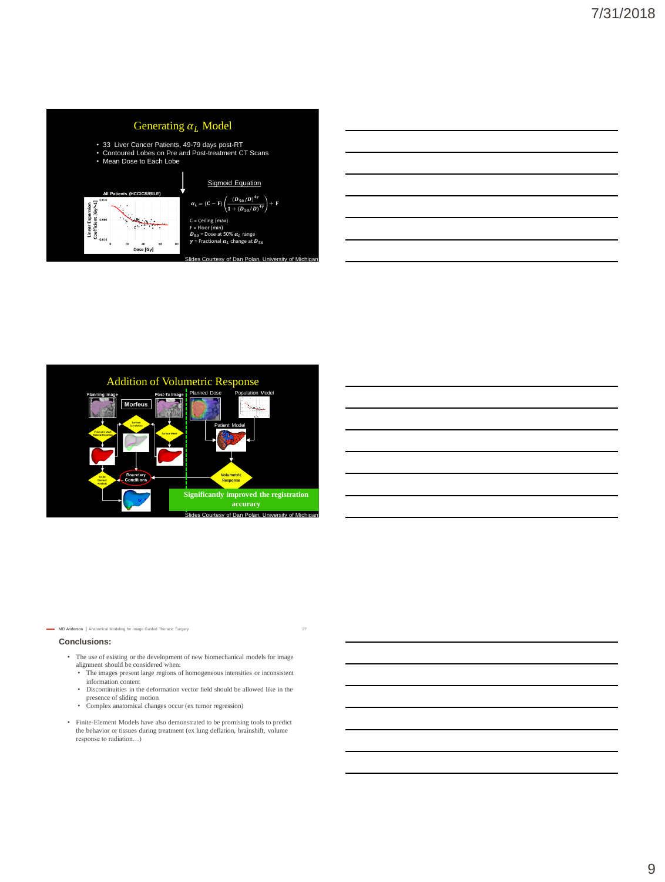## Generating $\alpha_L$ Model

- 33 Liver Cancer Patients, 49-79 days post-RT
- Contoured Lobes on Pre and Post-treatment CT Scans
- Mean Dose to Each Lobe

All Patients (HCC/CR/BILE)

Linear Expansion Coefficient [Gy^-1]

0.010

0.000

-0.010

0 20 40 60 80

Dose [Gy]

Sigmoid Equation

$$\alpha_L = (C - F)\left(\frac{(D_{50}/D)^{4\gamma}}{1 + (D_{50}/D)^{4\gamma}}\right) + F$$

C = Ceiling (max)
F = Floor (min)
$D_{50}$ = Dose at 50% $\alpha_L$ range
$\gamma$ = Fractional $\alpha_L$ change at $D_{50}$

Slides Courtesy of Dan Polan, University of Michigan

## Addition of Volumetric Response

Planning Image

Morfeus

Post-Tx Image

Planned Dose

Population Model

Patient Model

Boundary Conditions

Volumetric Response

Significantly improved the registration accuracy

Slides Courtesy of Dan Polan, University of Michigan

MD Anderson | Anatomical Modeling for Image Guided Thoracic Surgery

### Conclusions:

- The use of existing or the development of new biomechanical models for image alignment should be considered when:
  - The images present large regions of homogeneous intensities or inconsistent information content
  - Discontinuities in the deformation vector field should be allowed like in the presence of sliding motion
  - Complex anatomical changes occur (ex tumor regression)
- Finite-Element Models have also demonstrated to be promising tools to predict the behavior or tissues during treatment (ex lung deflation, brainshift, volume response to radiation…)